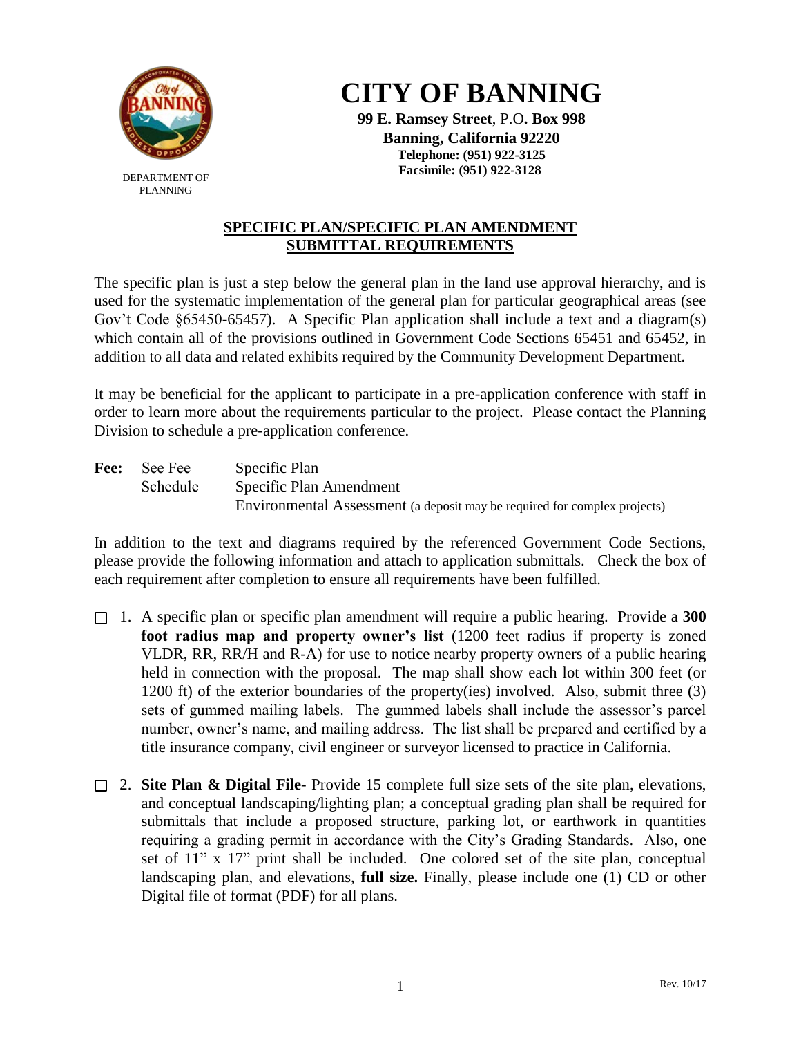# CITY OF BANNING

**99 E. Ramsey Street**, P.O**. Box 998**
**Banning, California 92220**
**Telephone: (951) 922-3125**
**Facsimile: (951) 922-3128**

DEPARTMENT OF PLANNING

## SPECIFIC PLAN/SPECIFIC PLAN AMENDMENT SUBMITTAL REQUIREMENTS

The specific plan is just a step below the general plan in the land use approval hierarchy, and is used for the systematic implementation of the general plan for particular geographical areas (see Gov't Code §65450-65457). A Specific Plan application shall include a text and a diagram(s) which contain all of the provisions outlined in Government Code Sections 65451 and 65452, in addition to all data and related exhibits required by the Community Development Department.

It may be beneficial for the applicant to participate in a pre-application conference with staff in order to learn more about the requirements particular to the project. Please contact the Planning Division to schedule a pre-application conference.

**Fee:** See Fee Schedule

- Specific Plan
- Specific Plan Amendment
- Environmental Assessment (a deposit may be required for complex projects)

In addition to the text and diagrams required by the referenced Government Code Sections, please provide the following information and attach to application submittals. Check the box of each requirement after completion to ensure all requirements have been fulfilled.

- ☐ 1. A specific plan or specific plan amendment will require a public hearing. Provide a **300 foot radius map and property owner's list** (1200 feet radius if property is zoned VLDR, RR, RR/H and R-A) for use to notice nearby property owners of a public hearing held in connection with the proposal. The map shall show each lot within 300 feet (or 1200 ft) of the exterior boundaries of the property(ies) involved. Also, submit three (3) sets of gummed mailing labels. The gummed labels shall include the assessor's parcel number, owner's name, and mailing address. The list shall be prepared and certified by a title insurance company, civil engineer or surveyor licensed to practice in California.

- ☐ 2. **Site Plan & Digital File**- Provide 15 complete full size sets of the site plan, elevations, and conceptual landscaping/lighting plan; a conceptual grading plan shall be required for submittals that include a proposed structure, parking lot, or earthwork in quantities requiring a grading permit in accordance with the City's Grading Standards. Also, one set of 11" x 17" print shall be included. One colored set of the site plan, conceptual landscaping plan, and elevations, **full size.** Finally, please include one (1) CD or other Digital file of format (PDF) for all plans.

Rev. 10/17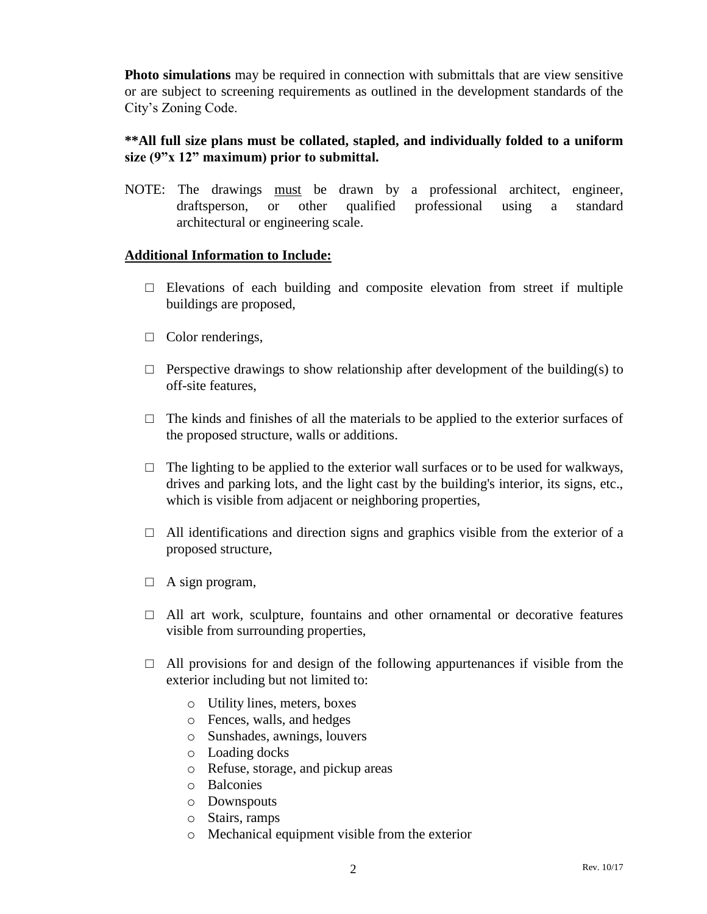**Photo simulations** may be required in connection with submittals that are view sensitive or are subject to screening requirements as outlined in the development standards of the City's Zoning Code.

**\*\*All full size plans must be collated, stapled, and individually folded to a uniform size (9"x 12" maximum) prior to submittal.**

NOTE: The drawings <u>must</u> be drawn by a professional architect, engineer, draftsperson, or other qualified professional using a standard architectural or engineering scale.

**<u>Additional Information to Include:</u>**

- ☐ Elevations of each building and composite elevation from street if multiple buildings are proposed,
- ☐ Color renderings,
- ☐ Perspective drawings to show relationship after development of the building(s) to off-site features,
- ☐ The kinds and finishes of all the materials to be applied to the exterior surfaces of the proposed structure, walls or additions.
- ☐ The lighting to be applied to the exterior wall surfaces or to be used for walkways, drives and parking lots, and the light cast by the building's interior, its signs, etc., which is visible from adjacent or neighboring properties,
- ☐ All identifications and direction signs and graphics visible from the exterior of a proposed structure,
- ☐ A sign program,
- ☐ All art work, sculpture, fountains and other ornamental or decorative features visible from surrounding properties,
- ☐ All provisions for and design of the following appurtenances if visible from the exterior including but not limited to:
  - Utility lines, meters, boxes
  - Fences, walls, and hedges
  - Sunshades, awnings, louvers
  - Loading docks
  - Refuse, storage, and pickup areas
  - Balconies
  - Downspouts
  - Stairs, ramps
  - Mechanical equipment visible from the exterior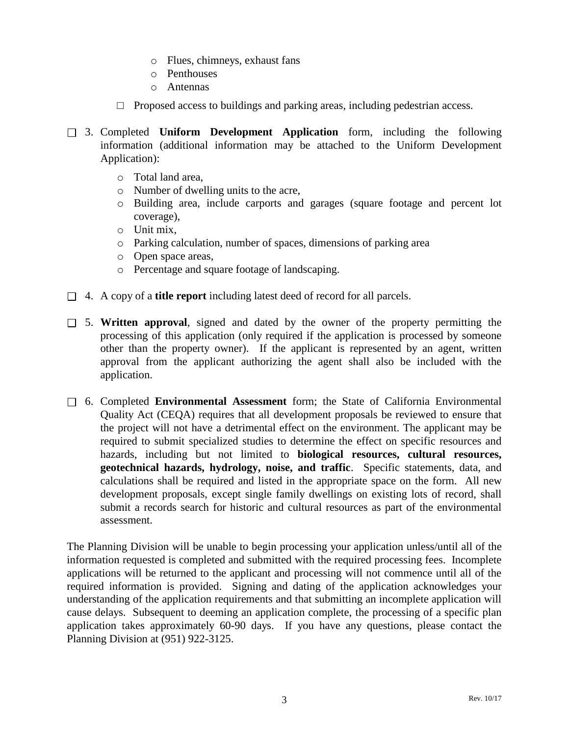- Flues, chimneys, exhaust fans
- Penthouses
- Antennas

☐ Proposed access to buildings and parking areas, including pedestrian access.

☐ 3. Completed **Uniform Development Application** form, including the following information (additional information may be attached to the Uniform Development Application):

- Total land area,
- Number of dwelling units to the acre,
- Building area, include carports and garages (square footage and percent lot coverage),
- Unit mix,
- Parking calculation, number of spaces, dimensions of parking area
- Open space areas,
- Percentage and square footage of landscaping.

☐ 4. A copy of a **title report** including latest deed of record for all parcels.

☐ 5. **Written approval**, signed and dated by the owner of the property permitting the processing of this application (only required if the application is processed by someone other than the property owner). If the applicant is represented by an agent, written approval from the applicant authorizing the agent shall also be included with the application.

☐ 6. Completed **Environmental Assessment** form; the State of California Environmental Quality Act (CEQA) requires that all development proposals be reviewed to ensure that the project will not have a detrimental effect on the environment. The applicant may be required to submit specialized studies to determine the effect on specific resources and hazards, including but not limited to **biological resources, cultural resources, geotechnical hazards, hydrology, noise, and traffic**. Specific statements, data, and calculations shall be required and listed in the appropriate space on the form. All new development proposals, except single family dwellings on existing lots of record, shall submit a records search for historic and cultural resources as part of the environmental assessment.

The Planning Division will be unable to begin processing your application unless/until all of the information requested is completed and submitted with the required processing fees. Incomplete applications will be returned to the applicant and processing will not commence until all of the required information is provided. Signing and dating of the application acknowledges your understanding of the application requirements and that submitting an incomplete application will cause delays. Subsequent to deeming an application complete, the processing of a specific plan application takes approximately 60-90 days. If you have any questions, please contact the Planning Division at (951) 922-3125.